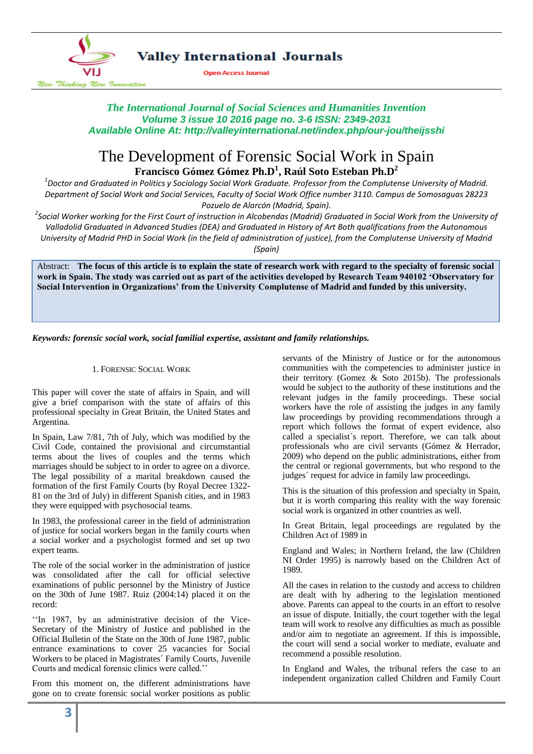*The International Journal of Social Sciences and Humanities Invention*
*Volume 3 issue 10 2016 page no. 3-6 ISSN: 2349-2031*
*Available Online At: http://valleyinternational.net/index.php/our-jou/theijsshi*

# The Development of Forensic Social Work in Spain

**Francisco Gómez Gómez Ph.D[1], Raúl Soto Esteban Ph.D[2]**

[1]*Doctor and Graduated in Politics y Sociology Social Work Graduate. Professor from the Complutense University of Madrid. Department of Social Work and Social Services, Faculty of Social Work Office number 3110. Campus de Somosaguas 28223 Pozuelo de Alarcón (Madrid, Spain).*

[2]*Social Worker working for the First Court of instruction in Alcobendas (Madrid) Graduated in Social Work from the University of Valladolid Graduated in Advanced Studies (DEA) and Graduated in History of Art Both qualifications from the Autonomous University of Madrid PHD in Social Work (in the field of administration of justice), from the Complutense University of Madrid (Spain)*

Abstract: **The focus of this article is to explain the state of research work with regard to the specialty of forensic social work in Spain. The study was carried out as part of the activities developed by Research Team 940102 'Observatory for Social Intervention in Organizations' from the University Complutense of Madrid and funded by this university.**

***Keywords: forensic social work, social familial expertise, assistant and family relationships.***

## 1. Forensic Social Work

This paper will cover the state of affairs in Spain, and will give a brief comparison with the state of affairs of this professional specialty in Great Britain, the United States and Argentina.

In Spain, Law 7/81, 7th of July, which was modified by the Civil Code, contained the provisional and circumstantial terms about the lives of couples and the terms which marriages should be subject to in order to agree on a divorce. The legal possibility of a marital breakdown caused the formation of the first Family Courts (by Royal Decree 1322-81 on the 3rd of July) in different Spanish cities, and in 1983 they were equipped with psychosocial teams.

In 1983, the professional career in the field of administration of justice for social workers began in the family courts when a social worker and a psychologist formed and set up two expert teams.

The role of the social worker in the administration of justice was consolidated after the call for official selective examinations of public personnel by the Ministry of Justice on the 30th of June 1987. Ruiz (2004:14) placed it on the record:

''In 1987, by an administrative decision of the Vice-Secretary of the Ministry of Justice and published in the Official Bulletin of the State on the 30th of June 1987, public entrance examinations to cover 25 vacancies for Social Workers to be placed in Magistrates´ Family Courts, Juvenile Courts and medical forensic clinics were called.''

From this moment on, the different administrations have gone on to create forensic social worker positions as public servants of the Ministry of Justice or for the autonomous communities with the competencies to administer justice in their territory (Gomez & Soto 2015b). The professionals would be subject to the authority of these institutions and the relevant judges in the family proceedings. These social workers have the role of assisting the judges in any family law proceedings by providing recommendations through a report which follows the format of expert evidence, also called a specialist´s report. Therefore, we can talk about professionals who are civil servants (Gómez & Herrador, 2009) who depend on the public administrations, either from the central or regional governments, but who respond to the judges´ request for advice in family law proceedings.

This is the situation of this profession and specialty in Spain, but it is worth comparing this reality with the way forensic social work is organized in other countries as well.

In Great Britain, legal proceedings are regulated by the Children Act of 1989 in

England and Wales; in Northern Ireland, the law (Children NI Order 1995) is narrowly based on the Children Act of 1989.

All the cases in relation to the custody and access to children are dealt with by adhering to the legislation mentioned above. Parents can appeal to the courts in an effort to resolve an issue of dispute. Initially, the court together with the legal team will work to resolve any difficulties as much as possible and/or aim to negotiate an agreement. If this is impossible, the court will send a social worker to mediate, evaluate and recommend a possible resolution.

In England and Wales, the tribunal refers the case to an independent organization called Children and Family Court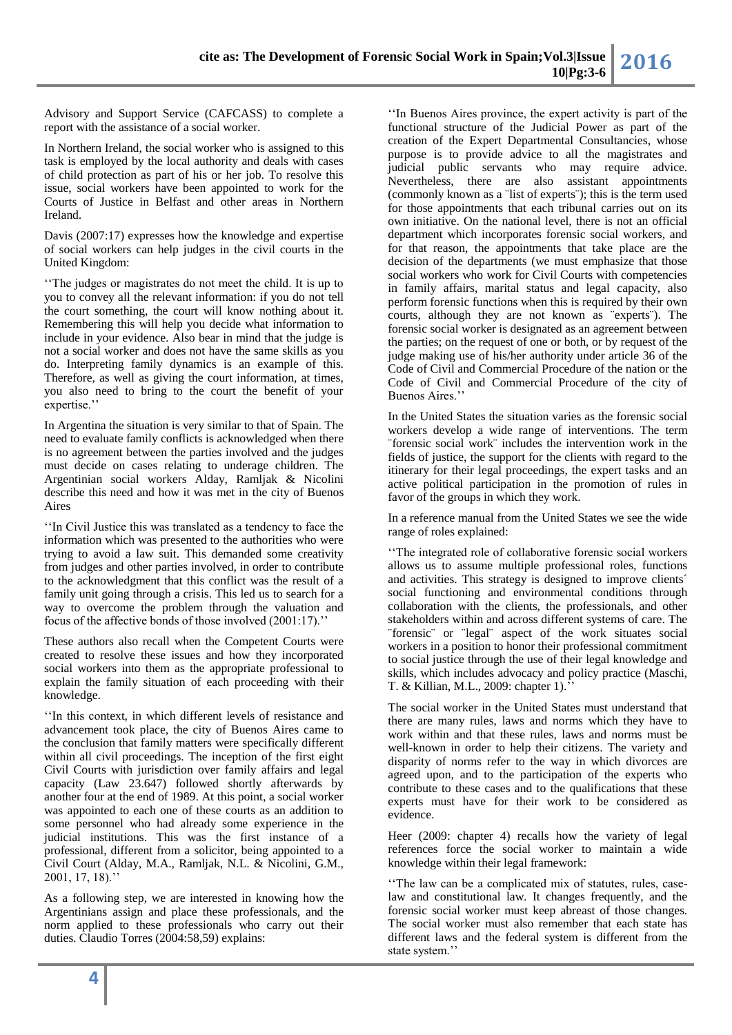Advisory and Support Service (CAFCASS) to complete a report with the assistance of a social worker.

In Northern Ireland, the social worker who is assigned to this task is employed by the local authority and deals with cases of child protection as part of his or her job. To resolve this issue, social workers have been appointed to work for the Courts of Justice in Belfast and other areas in Northern Ireland.

Davis (2007:17) expresses how the knowledge and expertise of social workers can help judges in the civil courts in the United Kingdom:

''The judges or magistrates do not meet the child. It is up to you to convey all the relevant information: if you do not tell the court something, the court will know nothing about it. Remembering this will help you decide what information to include in your evidence. Also bear in mind that the judge is not a social worker and does not have the same skills as you do. Interpreting family dynamics is an example of this. Therefore, as well as giving the court information, at times, you also need to bring to the court the benefit of your expertise.''

In Argentina the situation is very similar to that of Spain. The need to evaluate family conflicts is acknowledged when there is no agreement between the parties involved and the judges must decide on cases relating to underage children. The Argentinian social workers Alday, Ramljak & Nicolini describe this need and how it was met in the city of Buenos Aires

''In Civil Justice this was translated as a tendency to face the information which was presented to the authorities who were trying to avoid a law suit. This demanded some creativity from judges and other parties involved, in order to contribute to the acknowledgment that this conflict was the result of a family unit going through a crisis. This led us to search for a way to overcome the problem through the valuation and focus of the affective bonds of those involved (2001:17).''

These authors also recall when the Competent Courts were created to resolve these issues and how they incorporated social workers into them as the appropriate professional to explain the family situation of each proceeding with their knowledge.

''In this context, in which different levels of resistance and advancement took place, the city of Buenos Aires came to the conclusion that family matters were specifically different within all civil proceedings. The inception of the first eight Civil Courts with jurisdiction over family affairs and legal capacity (Law 23.647) followed shortly afterwards by another four at the end of 1989. At this point, a social worker was appointed to each one of these courts as an addition to some personnel who had already some experience in the judicial institutions. This was the first instance of a professional, different from a solicitor, being appointed to a Civil Court (Alday, M.A., Ramljak, N.L. & Nicolini, G.M., 2001, 17, 18).''

As a following step, we are interested in knowing how the Argentinians assign and place these professionals, and the norm applied to these professionals who carry out their duties. Claudio Torres (2004:58,59) explains:

''In Buenos Aires province, the expert activity is part of the functional structure of the Judicial Power as part of the creation of the Expert Departmental Consultancies, whose purpose is to provide advice to all the magistrates and judicial public servants who may require advice. Nevertheless, there are also assistant appointments (commonly known as a ¨list of experts¨); this is the term used for those appointments that each tribunal carries out on its own initiative. On the national level, there is not an official department which incorporates forensic social workers, and for that reason, the appointments that take place are the decision of the departments (we must emphasize that those social workers who work for Civil Courts with competencies in family affairs, marital status and legal capacity, also perform forensic functions when this is required by their own courts, although they are not known as ¨experts¨). The forensic social worker is designated as an agreement between the parties; on the request of one or both, or by request of the judge making use of his/her authority under article 36 of the Code of Civil and Commercial Procedure of the nation or the Code of Civil and Commercial Procedure of the city of Buenos Aires.''

In the United States the situation varies as the forensic social workers develop a wide range of interventions. The term ¨forensic social work¨ includes the intervention work in the fields of justice, the support for the clients with regard to the itinerary for their legal proceedings, the expert tasks and an active political participation in the promotion of rules in favor of the groups in which they work.

In a reference manual from the United States we see the wide range of roles explained:

''The integrated role of collaborative forensic social workers allows us to assume multiple professional roles, functions and activities. This strategy is designed to improve clients´ social functioning and environmental conditions through collaboration with the clients, the professionals, and other stakeholders within and across different systems of care. The ¨forensic¨ or ¨legal¨ aspect of the work situates social workers in a position to honor their professional commitment to social justice through the use of their legal knowledge and skills, which includes advocacy and policy practice (Maschi, T. & Killian, M.L., 2009: chapter 1).''

The social worker in the United States must understand that there are many rules, laws and norms which they have to work within and that these rules, laws and norms must be well-known in order to help their citizens. The variety and disparity of norms refer to the way in which divorces are agreed upon, and to the participation of the experts who contribute to these cases and to the qualifications that these experts must have for their work to be considered as evidence.

Heer (2009: chapter 4) recalls how the variety of legal references force the social worker to maintain a wide knowledge within their legal framework:

''The law can be a complicated mix of statutes, rules, case-law and constitutional law. It changes frequently, and the forensic social worker must keep abreast of those changes. The social worker must also remember that each state has different laws and the federal system is different from the state system.''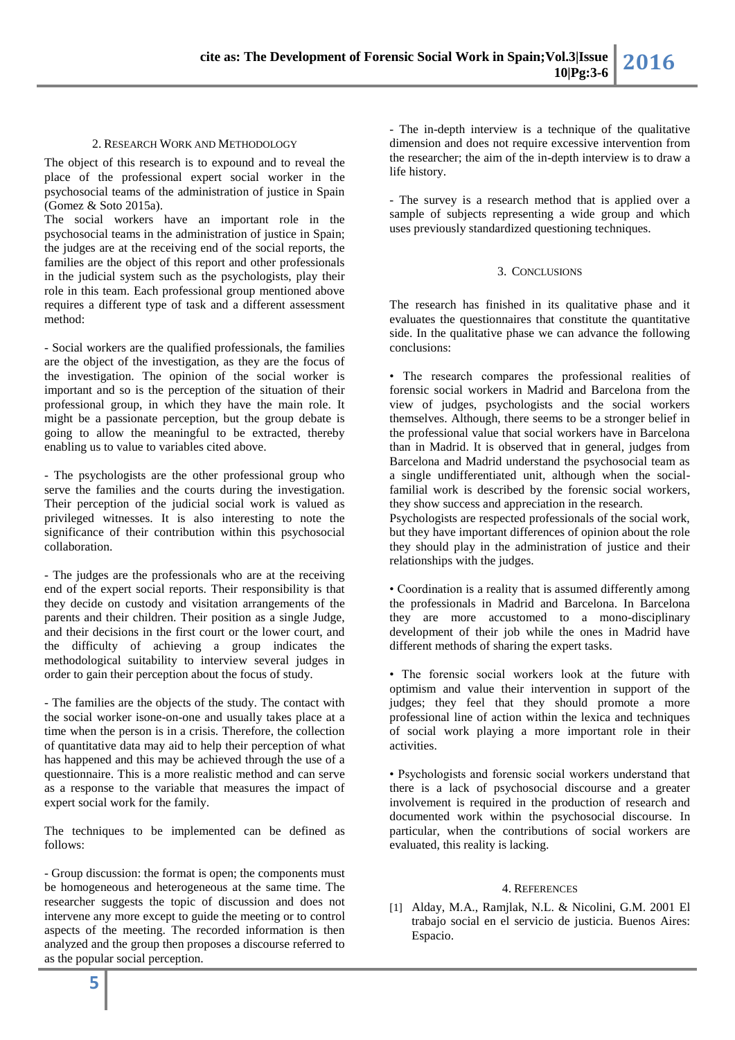## 2. Research Work and Methodology

The object of this research is to expound and to reveal the place of the professional expert social worker in the psychosocial teams of the administration of justice in Spain (Gomez & Soto 2015a).

The social workers have an important role in the psychosocial teams in the administration of justice in Spain; the judges are at the receiving end of the social reports, the families are the object of this report and other professionals in the judicial system such as the psychologists, play their role in this team. Each professional group mentioned above requires a different type of task and a different assessment method:

- Social workers are the qualified professionals, the families are the object of the investigation, as they are the focus of the investigation. The opinion of the social worker is important and so is the perception of the situation of their professional group, in which they have the main role. It might be a passionate perception, but the group debate is going to allow the meaningful to be extracted, thereby enabling us to value to variables cited above.

- The psychologists are the other professional group who serve the families and the courts during the investigation. Their perception of the judicial social work is valued as privileged witnesses. It is also interesting to note the significance of their contribution within this psychosocial collaboration.

- The judges are the professionals who are at the receiving end of the expert social reports. Their responsibility is that they decide on custody and visitation arrangements of the parents and their children. Their position as a single Judge, and their decisions in the first court or the lower court, and the difficulty of achieving a group indicates the methodological suitability to interview several judges in order to gain their perception about the focus of study.

- The families are the objects of the study. The contact with the social worker isone-on-one and usually takes place at a time when the person is in a crisis. Therefore, the collection of quantitative data may aid to help their perception of what has happened and this may be achieved through the use of a questionnaire. This is a more realistic method and can serve as a response to the variable that measures the impact of expert social work for the family.

The techniques to be implemented can be defined as follows:

- Group discussion: the format is open; the components must be homogeneous and heterogeneous at the same time. The researcher suggests the topic of discussion and does not intervene any more except to guide the meeting or to control aspects of the meeting. The recorded information is then analyzed and the group then proposes a discourse referred to as the popular social perception.

- The in-depth interview is a technique of the qualitative dimension and does not require excessive intervention from the researcher; the aim of the in-depth interview is to draw a life history.

- The survey is a research method that is applied over a sample of subjects representing a wide group and which uses previously standardized questioning techniques.

## 3. Conclusions

The research has finished in its qualitative phase and it evaluates the questionnaires that constitute the quantitative side. In the qualitative phase we can advance the following conclusions:

• The research compares the professional realities of forensic social workers in Madrid and Barcelona from the view of judges, psychologists and the social workers themselves. Although, there seems to be a stronger belief in the professional value that social workers have in Barcelona than in Madrid. It is observed that in general, judges from Barcelona and Madrid understand the psychosocial team as a single undifferentiated unit, although when the social-familial work is described by the forensic social workers, they show success and appreciation in the research.
Psychologists are respected professionals of the social work, but they have important differences of opinion about the role they should play in the administration of justice and their relationships with the judges.

• Coordination is a reality that is assumed differently among the professionals in Madrid and Barcelona. In Barcelona they are more accustomed to a mono-disciplinary development of their job while the ones in Madrid have different methods of sharing the expert tasks.

• The forensic social workers look at the future with optimism and value their intervention in support of the judges; they feel that they should promote a more professional line of action within the lexica and techniques of social work playing a more important role in their activities.

• Psychologists and forensic social workers understand that there is a lack of psychosocial discourse and a greater involvement is required in the production of research and documented work within the psychosocial discourse. In particular, when the contributions of social workers are evaluated, this reality is lacking.

## 4. References

[1] Alday, M.A., Ramjlak, N.L. & Nicolini, G.M. 2001 El trabajo social en el servicio de justicia. Buenos Aires: Espacio.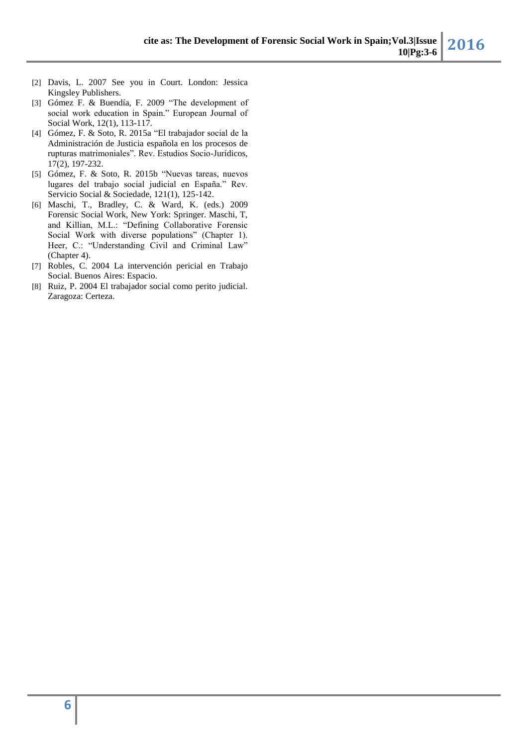[2] Davis, L. 2007 See you in Court. London: Jessica Kingsley Publishers.

[3] Gómez F. & Buendía, F. 2009 "The development of social work education in Spain." European Journal of Social Work, 12(1), 113-117.

[4] Gómez, F. & Soto, R. 2015a "El trabajador social de la Administración de Justicia española en los procesos de rupturas matrimoniales". Rev. Estudios Socio-Jurídicos, 17(2), 197-232.

[5] Gómez, F. & Soto, R. 2015b "Nuevas tareas, nuevos lugares del trabajo social judicial en España." Rev. Servicio Social & Sociedade, 121(1), 125-142.

[6] Maschi, T., Bradley, C. & Ward, K. (eds.) 2009 Forensic Social Work, New York: Springer. Maschi, T, and Killian, M.L.: "Defining Collaborative Forensic Social Work with diverse populations" (Chapter 1). Heer, C.: "Understanding Civil and Criminal Law" (Chapter 4).

[7] Robles, C. 2004 La intervención pericial en Trabajo Social. Buenos Aires: Espacio.

[8] Ruiz, P. 2004 El trabajador social como perito judicial. Zaragoza: Certeza.